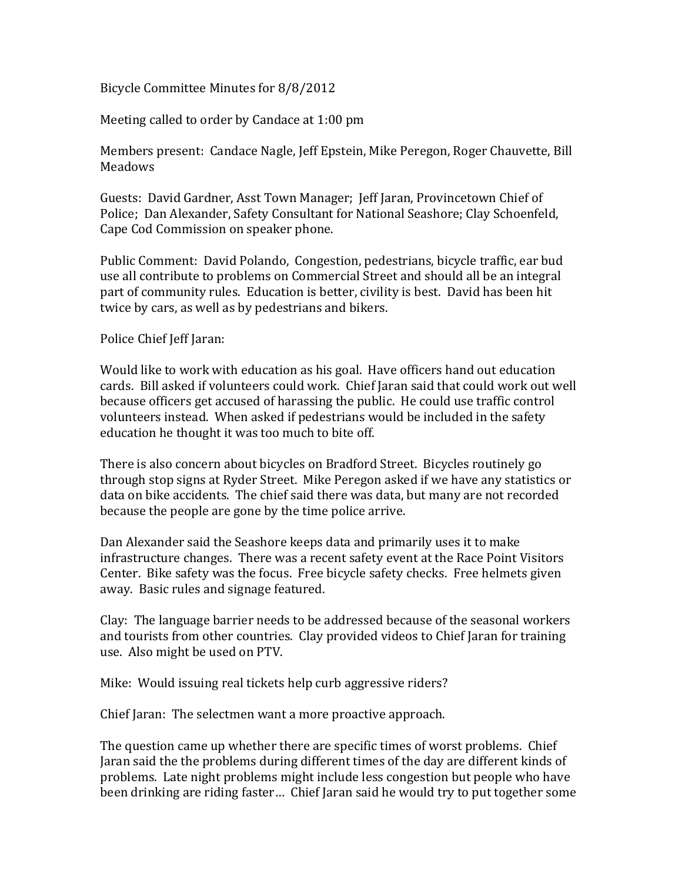Bicycle Committee Minutes for 8/8/2012

Meeting called to order by Candace at 1:00 pm

Members present: Candace Nagle, Jeff Epstein, Mike Peregon, Roger Chauvette, Bill Meadows

Guests: David Gardner, Asst Town Manager; Jeff Jaran, Provincetown Chief of Police; Dan Alexander, Safety Consultant for National Seashore; Clay Schoenfeld, Cape Cod Commission on speaker phone.

Public Comment: David Polando, Congestion, pedestrians, bicycle traffic, ear bud use all contribute to problems on Commercial Street and should all be an integral part of community rules. Education is better, civility is best. David has been hit twice by cars, as well as by pedestrians and bikers.

Police Chief Jeff Jaran:

Would like to work with education as his goal. Have officers hand out education cards. Bill asked if volunteers could work. Chief Jaran said that could work out well because officers get accused of harassing the public. He could use traffic control volunteers instead. When asked if pedestrians would be included in the safety education he thought it was too much to bite off.

There is also concern about bicycles on Bradford Street. Bicycles routinely go through stop signs at Ryder Street. Mike Peregon asked if we have any statistics or data on bike accidents. The chief said there was data, but many are not recorded because the people are gone by the time police arrive.

Dan Alexander said the Seashore keeps data and primarily uses it to make infrastructure changes. There was a recent safety event at the Race Point Visitors Center. Bike safety was the focus. Free bicycle safety checks. Free helmets given away. Basic rules and signage featured.

Clay: The language barrier needs to be addressed because of the seasonal workers and tourists from other countries. Clay provided videos to Chief Jaran for training use. Also might be used on PTV.

Mike: Would issuing real tickets help curb aggressive riders?

Chief Jaran: The selectmen want a more proactive approach.

The question came up whether there are specific times of worst problems. Chief Jaran said the the problems during different times of the day are different kinds of problems. Late night problems might include less congestion but people who have been drinking are riding faster… Chief Jaran said he would try to put together some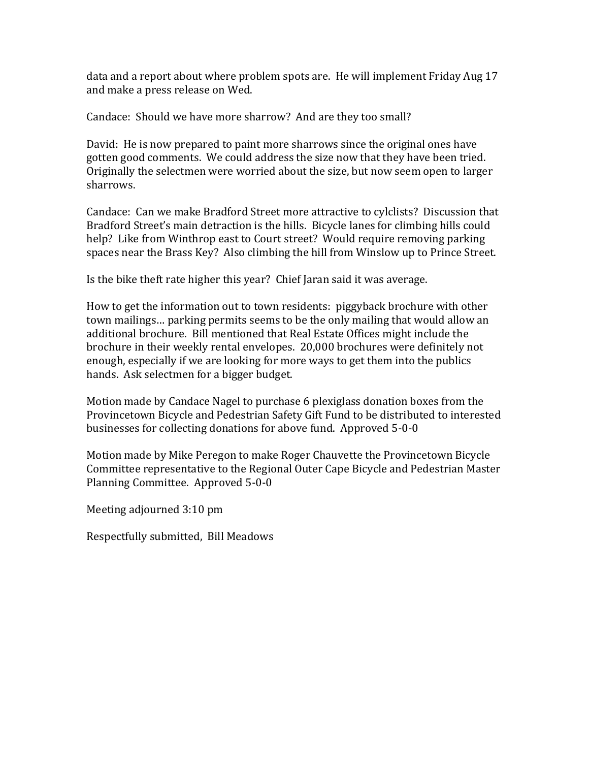data and a report about where problem spots are. He will implement Friday Aug 17 and make a press release on Wed.

Candace: Should we have more sharrow? And are they too small?

David: He is now prepared to paint more sharrows since the original ones have gotten good comments. We could address the size now that they have been tried. Originally the selectmen were worried about the size, but now seem open to larger sharrows.

Candace: Can we make Bradford Street more attractive to cylclists? Discussion that Bradford Street's main detraction is the hills. Bicycle lanes for climbing hills could help? Like from Winthrop east to Court street? Would require removing parking spaces near the Brass Key? Also climbing the hill from Winslow up to Prince Street.

Is the bike theft rate higher this year? Chief Jaran said it was average.

How to get the information out to town residents: piggyback brochure with other town mailings… parking permits seems to be the only mailing that would allow an additional brochure. Bill mentioned that Real Estate Offices might include the brochure in their weekly rental envelopes. 20,000 brochures were definitely not enough, especially if we are looking for more ways to get them into the publics hands. Ask selectmen for a bigger budget.

Motion made by Candace Nagel to purchase 6 plexiglass donation boxes from the Provincetown Bicycle and Pedestrian Safety Gift Fund to be distributed to interested businesses for collecting donations for above fund. Approved 5-0-0

Motion made by Mike Peregon to make Roger Chauvette the Provincetown Bicycle Committee representative to the Regional Outer Cape Bicycle and Pedestrian Master Planning Committee. Approved 5-0-0

Meeting adjourned 3:10 pm

Respectfully submitted, Bill Meadows